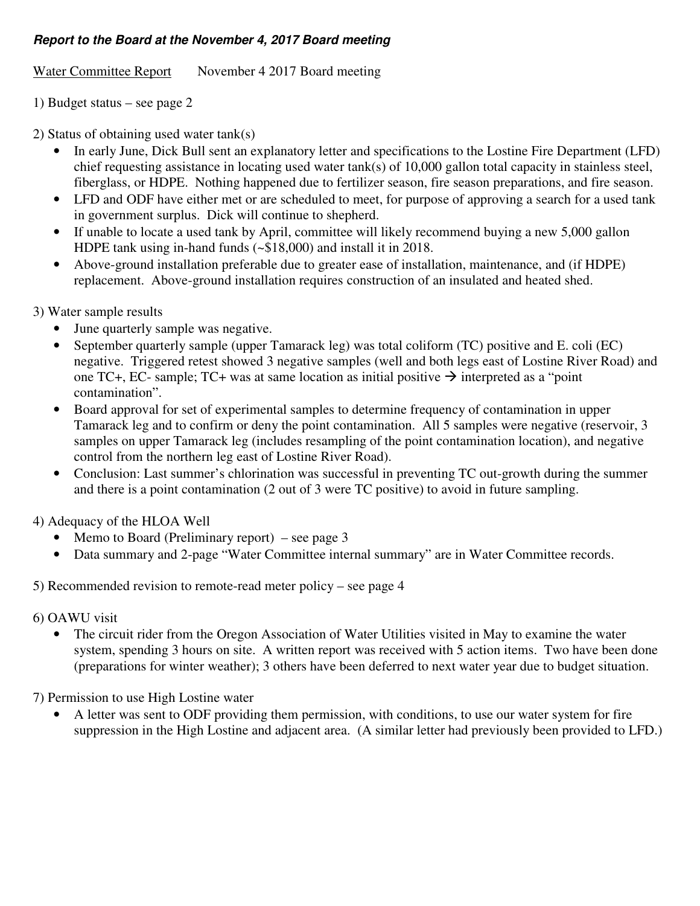***Report to the Board at the November 4, 2017 Board meeting***

Water Committee Report        November 4 2017 Board meeting

1) Budget status – see page 2

2) Status of obtaining used water tank(s)

- In early June, Dick Bull sent an explanatory letter and specifications to the Lostine Fire Department (LFD) chief requesting assistance in locating used water tank(s) of 10,000 gallon total capacity in stainless steel, fiberglass, or HDPE. Nothing happened due to fertilizer season, fire season preparations, and fire season.
- LFD and ODF have either met or are scheduled to meet, for purpose of approving a search for a used tank in government surplus. Dick will continue to shepherd.
- If unable to locate a used tank by April, committee will likely recommend buying a new 5,000 gallon HDPE tank using in-hand funds (~$18,000) and install it in 2018.
- Above-ground installation preferable due to greater ease of installation, maintenance, and (if HDPE) replacement. Above-ground installation requires construction of an insulated and heated shed.

3) Water sample results

- June quarterly sample was negative.
- September quarterly sample (upper Tamarack leg) was total coliform (TC) positive and E. coli (EC) negative. Triggered retest showed 3 negative samples (well and both legs east of Lostine River Road) and one TC+, EC- sample; TC+ was at same location as initial positive → interpreted as a "point contamination".
- Board approval for set of experimental samples to determine frequency of contamination in upper Tamarack leg and to confirm or deny the point contamination. All 5 samples were negative (reservoir, 3 samples on upper Tamarack leg (includes resampling of the point contamination location), and negative control from the northern leg east of Lostine River Road).
- Conclusion: Last summer's chlorination was successful in preventing TC out-growth during the summer and there is a point contamination (2 out of 3 were TC positive) to avoid in future sampling.

4) Adequacy of the HLOA Well

- Memo to Board (Preliminary report) – see page 3
- Data summary and 2-page "Water Committee internal summary" are in Water Committee records.

5) Recommended revision to remote-read meter policy – see page 4

6) OAWU visit

- The circuit rider from the Oregon Association of Water Utilities visited in May to examine the water system, spending 3 hours on site. A written report was received with 5 action items. Two have been done (preparations for winter weather); 3 others have been deferred to next water year due to budget situation.

7) Permission to use High Lostine water

- A letter was sent to ODF providing them permission, with conditions, to use our water system for fire suppression in the High Lostine and adjacent area. (A similar letter had previously been provided to LFD.)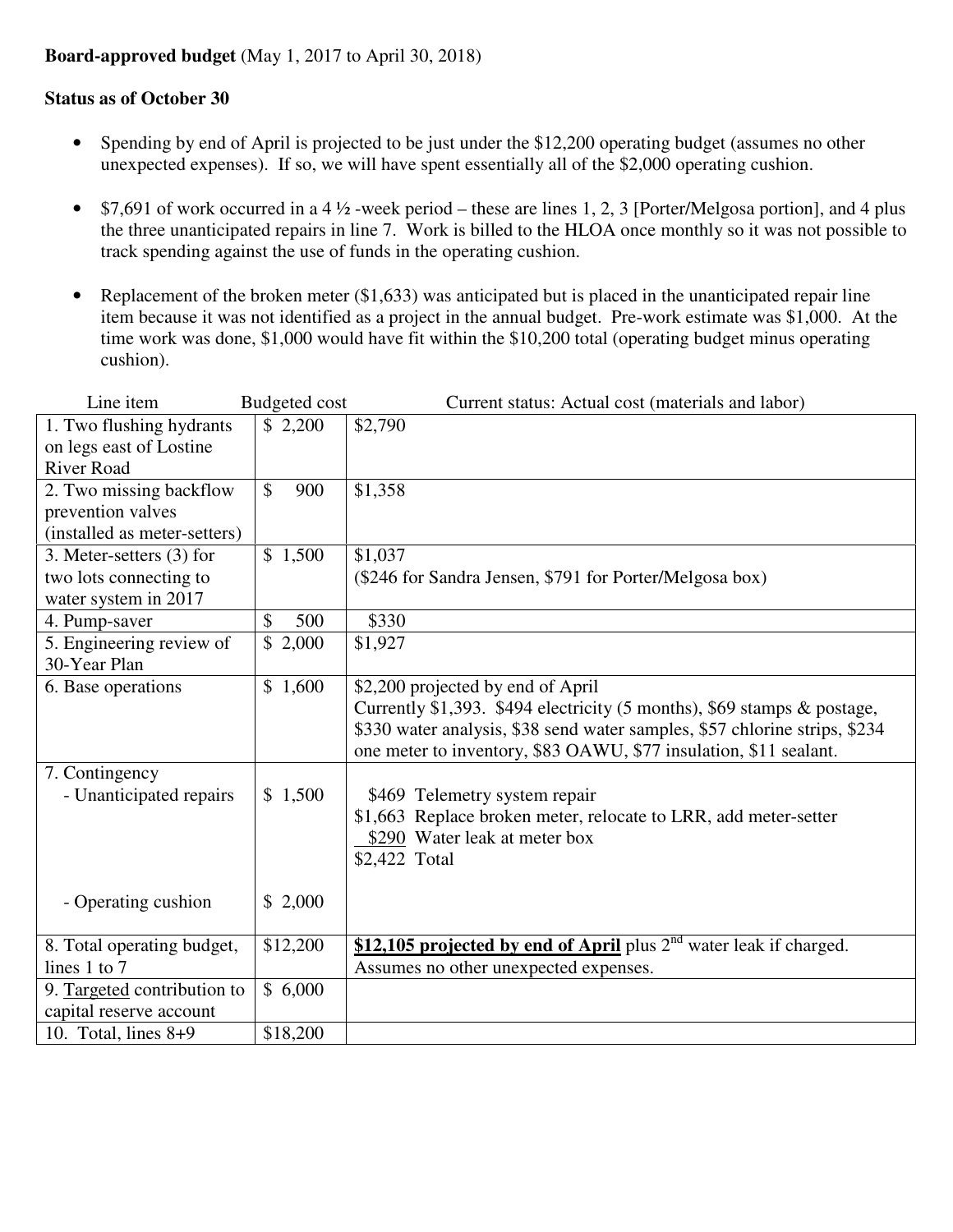**Board-approved budget** (May 1, 2017 to April 30, 2018)

**Status as of October 30**

- Spending by end of April is projected to be just under the $12,200 operating budget (assumes no other unexpected expenses). If so, we will have spent essentially all of the $2,000 operating cushion.

- $7,691 of work occurred in a 4 ½ -week period – these are lines 1, 2, 3 [Porter/Melgosa portion], and 4 plus the three unanticipated repairs in line 7. Work is billed to the HLOA once monthly so it was not possible to track spending against the use of funds in the operating cushion.

- Replacement of the broken meter ($1,633) was anticipated but is placed in the unanticipated repair line item because it was not identified as a project in the annual budget. Pre-work estimate was $1,000. At the time work was done, $1,000 would have fit within the $10,200 total (operating budget minus operating cushion).

| Line item | Budgeted cost | Current status: Actual cost (materials and labor) |
|---|---|---|
| 1. Two flushing hydrants on legs east of Lostine River Road | $ 2,200 | $2,790 |
| 2. Two missing backflow prevention valves (installed as meter-setters) | $ 900 | $1,358 |
| 3. Meter-setters (3) for two lots connecting to water system in 2017 | $ 1,500 | $1,037<br>($246 for Sandra Jensen, $791 for Porter/Melgosa box) |
| 4. Pump-saver | $ 500 | $330 |
| 5. Engineering review of 30-Year Plan | $ 2,000 | $1,927 |
| 6. Base operations | $ 1,600 | $2,200 projected by end of April<br>Currently $1,393. $494 electricity (5 months), $69 stamps & postage, $330 water analysis, $38 send water samples, $57 chlorine strips, $234 one meter to inventory, $83 OAWU, $77 insulation, $11 sealant. |
| 7. Contingency<br>- Unanticipated repairs | $ 1,500 | $469 Telemetry system repair<br>$1,663 Replace broken meter, relocate to LRR, add meter-setter<br>$290 Water leak at meter box<br>$2,422 Total |
| - Operating cushion | $ 2,000 | |
| 8. Total operating budget, lines 1 to 7 | $12,200 | **<u>$12,105 projected by end of April</u>** plus 2nd water leak if charged. Assumes no other unexpected expenses. |
| 9. <u>Targeted</u> contribution to capital reserve account | $ 6,000 | |
| 10. Total, lines 8+9 | $18,200 | |